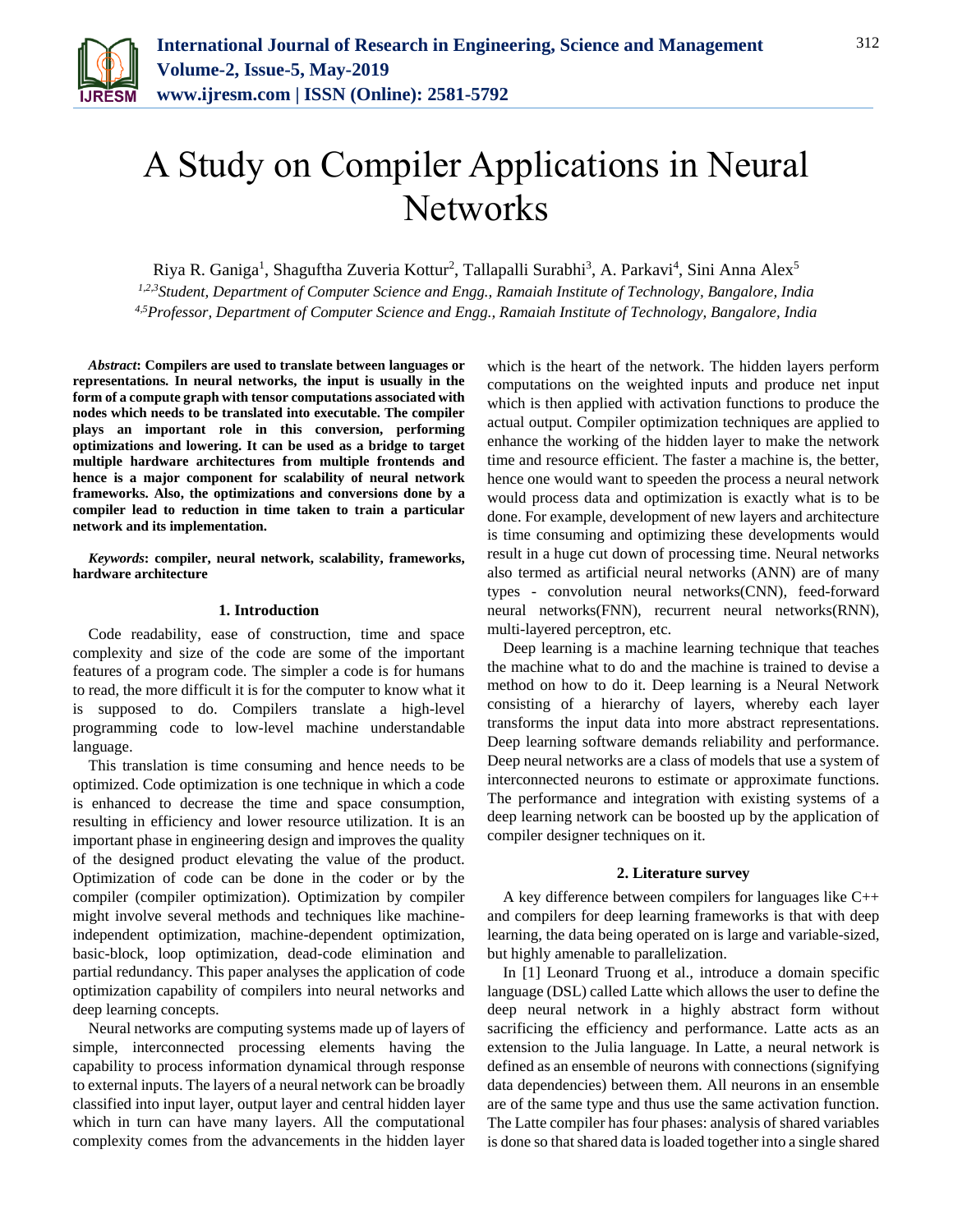# A Study on Compiler Applications in Neural Networks

Riya R. Ganiga[1], Shaguftha Zuveria Kottur[2], Tallapalli Surabhi[3], A. Parkavi[4], Sini Anna Alex[5]

*[1,2,3]Student, Department of Computer Science and Engg., Ramaiah Institute of Technology, Bangalore, India*
*[4,5]Professor, Department of Computer Science and Engg., Ramaiah Institute of Technology, Bangalore, India*

***Abstract*: Compilers are used to translate between languages or representations. In neural networks, the input is usually in the form of a compute graph with tensor computations associated with nodes which needs to be translated into executable. The compiler plays an important role in this conversion, performing optimizations and lowering. It can be used as a bridge to target multiple hardware architectures from multiple frontends and hence is a major component for scalability of neural network frameworks. Also, the optimizations and conversions done by a compiler lead to reduction in time taken to train a particular network and its implementation.**

***Keywords*: compiler, neural network, scalability, frameworks, hardware architecture**

## 1. Introduction

Code readability, ease of construction, time and space complexity and size of the code are some of the important features of a program code. The simpler a code is for humans to read, the more difficult it is for the computer to know what it is supposed to do. Compilers translate a high-level programming code to low-level machine understandable language.

This translation is time consuming and hence needs to be optimized. Code optimization is one technique in which a code is enhanced to decrease the time and space consumption, resulting in efficiency and lower resource utilization. It is an important phase in engineering design and improves the quality of the designed product elevating the value of the product. Optimization of code can be done in the coder or by the compiler (compiler optimization). Optimization by compiler might involve several methods and techniques like machine-independent optimization, machine-dependent optimization, basic-block, loop optimization, dead-code elimination and partial redundancy. This paper analyses the application of code optimization capability of compilers into neural networks and deep learning concepts.

Neural networks are computing systems made up of layers of simple, interconnected processing elements having the capability to process information dynamical through response to external inputs. The layers of a neural network can be broadly classified into input layer, output layer and central hidden layer which in turn can have many layers. All the computational complexity comes from the advancements in the hidden layer which is the heart of the network. The hidden layers perform computations on the weighted inputs and produce net input which is then applied with activation functions to produce the actual output. Compiler optimization techniques are applied to enhance the working of the hidden layer to make the network time and resource efficient. The faster a machine is, the better, hence one would want to speeden the process a neural network would process data and optimization is exactly what is to be done. For example, development of new layers and architecture is time consuming and optimizing these developments would result in a huge cut down of processing time. Neural networks also termed as artificial neural networks (ANN) are of many types - convolution neural networks(CNN), feed-forward neural networks(FNN), recurrent neural networks(RNN), multi-layered perceptron, etc.

Deep learning is a machine learning technique that teaches the machine what to do and the machine is trained to devise a method on how to do it. Deep learning is a Neural Network consisting of a hierarchy of layers, whereby each layer transforms the input data into more abstract representations. Deep learning software demands reliability and performance. Deep neural networks are a class of models that use a system of interconnected neurons to estimate or approximate functions. The performance and integration with existing systems of a deep learning network can be boosted up by the application of compiler designer techniques on it.

## 2. Literature survey

A key difference between compilers for languages like C++ and compilers for deep learning frameworks is that with deep learning, the data being operated on is large and variable-sized, but highly amenable to parallelization.

In [1] Leonard Truong et al., introduce a domain specific language (DSL) called Latte which allows the user to define the deep neural network in a highly abstract form without sacrificing the efficiency and performance. Latte acts as an extension to the Julia language. In Latte, a neural network is defined as an ensemble of neurons with connections (signifying data dependencies) between them. All neurons in an ensemble are of the same type and thus use the same activation function. The Latte compiler has four phases: analysis of shared variables is done so that shared data is loaded together into a single shared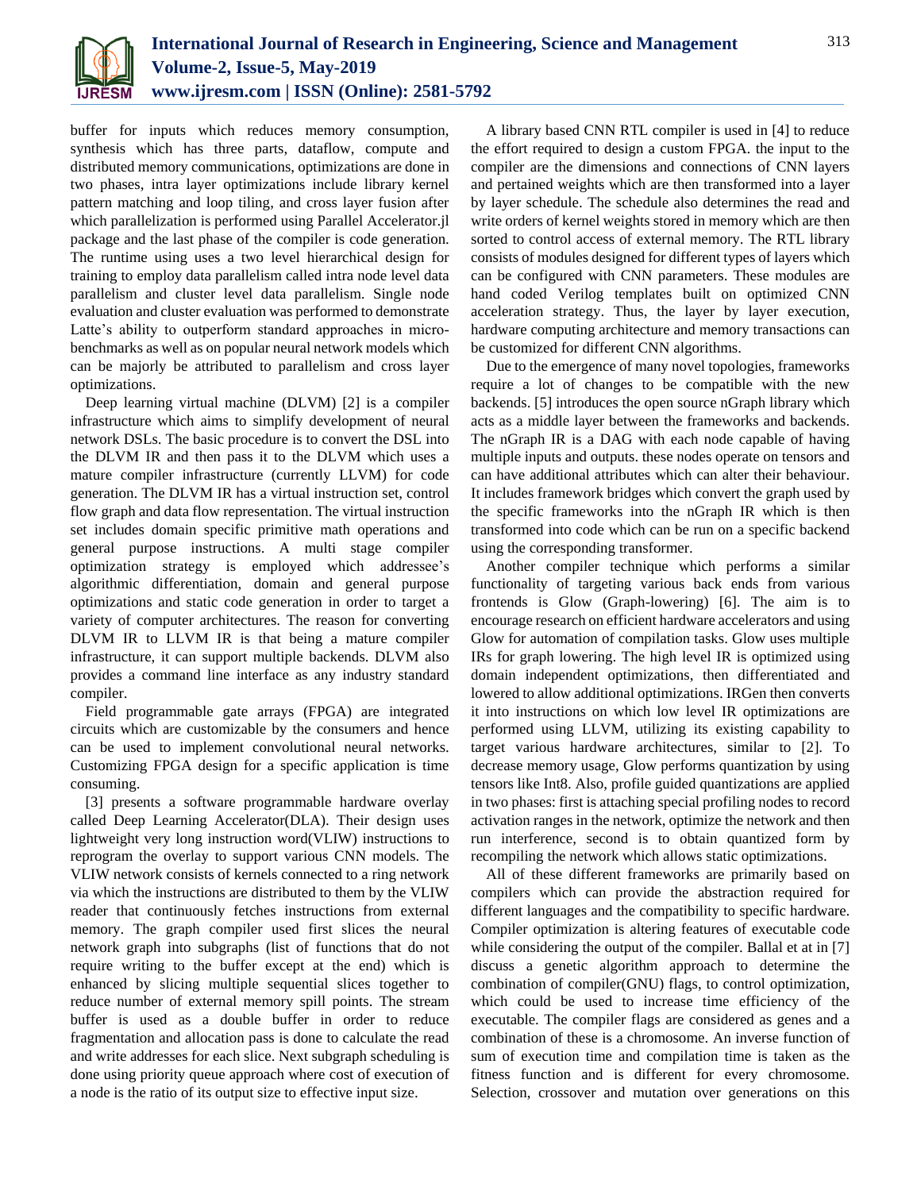buffer for inputs which reduces memory consumption, synthesis which has three parts, dataflow, compute and distributed memory communications, optimizations are done in two phases, intra layer optimizations include library kernel pattern matching and loop tiling, and cross layer fusion after which parallelization is performed using Parallel Accelerator.jl package and the last phase of the compiler is code generation. The runtime using uses a two level hierarchical design for training to employ data parallelism called intra node level data parallelism and cluster level data parallelism. Single node evaluation and cluster evaluation was performed to demonstrate Latte's ability to outperform standard approaches in micro-benchmarks as well as on popular neural network models which can be majorly be attributed to parallelism and cross layer optimizations.

Deep learning virtual machine (DLVM) [2] is a compiler infrastructure which aims to simplify development of neural network DSLs. The basic procedure is to convert the DSL into the DLVM IR and then pass it to the DLVM which uses a mature compiler infrastructure (currently LLVM) for code generation. The DLVM IR has a virtual instruction set, control flow graph and data flow representation. The virtual instruction set includes domain specific primitive math operations and general purpose instructions. A multi stage compiler optimization strategy is employed which addressee's algorithmic differentiation, domain and general purpose optimizations and static code generation in order to target a variety of computer architectures. The reason for converting DLVM IR to LLVM IR is that being a mature compiler infrastructure, it can support multiple backends. DLVM also provides a command line interface as any industry standard compiler.

Field programmable gate arrays (FPGA) are integrated circuits which are customizable by the consumers and hence can be used to implement convolutional neural networks. Customizing FPGA design for a specific application is time consuming.

[3] presents a software programmable hardware overlay called Deep Learning Accelerator(DLA). Their design uses lightweight very long instruction word(VLIW) instructions to reprogram the overlay to support various CNN models. The VLIW network consists of kernels connected to a ring network via which the instructions are distributed to them by the VLIW reader that continuously fetches instructions from external memory. The graph compiler used first slices the neural network graph into subgraphs (list of functions that do not require writing to the buffer except at the end) which is enhanced by slicing multiple sequential slices together to reduce number of external memory spill points. The stream buffer is used as a double buffer in order to reduce fragmentation and allocation pass is done to calculate the read and write addresses for each slice. Next subgraph scheduling is done using priority queue approach where cost of execution of a node is the ratio of its output size to effective input size.

A library based CNN RTL compiler is used in [4] to reduce the effort required to design a custom FPGA. the input to the compiler are the dimensions and connections of CNN layers and pertained weights which are then transformed into a layer by layer schedule. The schedule also determines the read and write orders of kernel weights stored in memory which are then sorted to control access of external memory. The RTL library consists of modules designed for different types of layers which can be configured with CNN parameters. These modules are hand coded Verilog templates built on optimized CNN acceleration strategy. Thus, the layer by layer execution, hardware computing architecture and memory transactions can be customized for different CNN algorithms.

Due to the emergence of many novel topologies, frameworks require a lot of changes to be compatible with the new backends. [5] introduces the open source nGraph library which acts as a middle layer between the frameworks and backends. The nGraph IR is a DAG with each node capable of having multiple inputs and outputs. these nodes operate on tensors and can have additional attributes which can alter their behaviour. It includes framework bridges which convert the graph used by the specific frameworks into the nGraph IR which is then transformed into code which can be run on a specific backend using the corresponding transformer.

Another compiler technique which performs a similar functionality of targeting various back ends from various frontends is Glow (Graph-lowering) [6]. The aim is to encourage research on efficient hardware accelerators and using Glow for automation of compilation tasks. Glow uses multiple IRs for graph lowering. The high level IR is optimized using domain independent optimizations, then differentiated and lowered to allow additional optimizations. IRGen then converts it into instructions on which low level IR optimizations are performed using LLVM, utilizing its existing capability to target various hardware architectures, similar to [2]. To decrease memory usage, Glow performs quantization by using tensors like Int8. Also, profile guided quantizations are applied in two phases: first is attaching special profiling nodes to record activation ranges in the network, optimize the network and then run interference, second is to obtain quantized form by recompiling the network which allows static optimizations.

All of these different frameworks are primarily based on compilers which can provide the abstraction required for different languages and the compatibility to specific hardware. Compiler optimization is altering features of executable code while considering the output of the compiler. Ballal et at in [7] discuss a genetic algorithm approach to determine the combination of compiler(GNU) flags, to control optimization, which could be used to increase time efficiency of the executable. The compiler flags are considered as genes and a combination of these is a chromosome. An inverse function of sum of execution time and compilation time is taken as the fitness function and is different for every chromosome. Selection, crossover and mutation over generations on this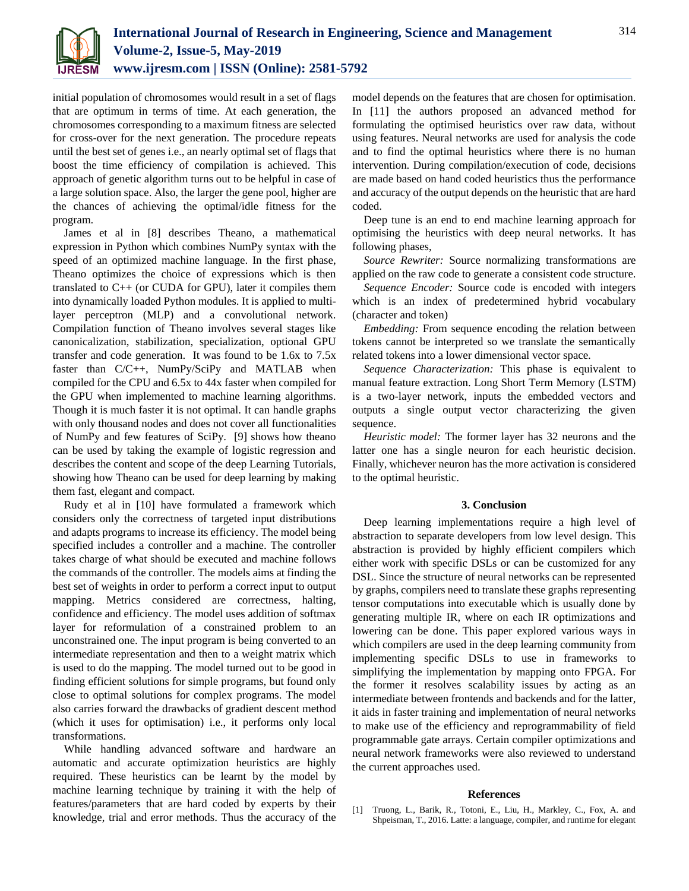initial population of chromosomes would result in a set of flags that are optimum in terms of time. At each generation, the chromosomes corresponding to a maximum fitness are selected for cross-over for the next generation. The procedure repeats until the best set of genes i.e., an nearly optimal set of flags that boost the time efficiency of compilation is achieved. This approach of genetic algorithm turns out to be helpful in case of a large solution space. Also, the larger the gene pool, higher are the chances of achieving the optimal/idle fitness for the program.

James et al in [8] describes Theano, a mathematical expression in Python which combines NumPy syntax with the speed of an optimized machine language. In the first phase, Theano optimizes the choice of expressions which is then translated to C++ (or CUDA for GPU), later it compiles them into dynamically loaded Python modules. It is applied to multi-layer perceptron (MLP) and a convolutional network. Compilation function of Theano involves several stages like canonicalization, stabilization, specialization, optional GPU transfer and code generation. It was found to be 1.6x to 7.5x faster than C/C++, NumPy/SciPy and MATLAB when compiled for the CPU and 6.5x to 44x faster when compiled for the GPU when implemented to machine learning algorithms. Though it is much faster it is not optimal. It can handle graphs with only thousand nodes and does not cover all functionalities of NumPy and few features of SciPy. [9] shows how theano can be used by taking the example of logistic regression and describes the content and scope of the deep Learning Tutorials, showing how Theano can be used for deep learning by making them fast, elegant and compact.

Rudy et al in [10] have formulated a framework which considers only the correctness of targeted input distributions and adapts programs to increase its efficiency. The model being specified includes a controller and a machine. The controller takes charge of what should be executed and machine follows the commands of the controller. The models aims at finding the best set of weights in order to perform a correct input to output mapping. Metrics considered are correctness, halting, confidence and efficiency. The model uses addition of softmax layer for reformulation of a constrained problem to an unconstrained one. The input program is being converted to an intermediate representation and then to a weight matrix which is used to do the mapping. The model turned out to be good in finding efficient solutions for simple programs, but found only close to optimal solutions for complex programs. The model also carries forward the drawbacks of gradient descent method (which it uses for optimisation) i.e., it performs only local transformations.

While handling advanced software and hardware an automatic and accurate optimization heuristics are highly required. These heuristics can be learnt by the model by machine learning technique by training it with the help of features/parameters that are hard coded by experts by their knowledge, trial and error methods. Thus the accuracy of the model depends on the features that are chosen for optimisation. In [11] the authors proposed an advanced method for formulating the optimised heuristics over raw data, without using features. Neural networks are used for analysis the code and to find the optimal heuristics where there is no human intervention. During compilation/execution of code, decisions are made based on hand coded heuristics thus the performance and accuracy of the output depends on the heuristic that are hard coded.

Deep tune is an end to end machine learning approach for optimising the heuristics with deep neural networks. It has following phases,

*Source Rewriter:* Source normalizing transformations are applied on the raw code to generate a consistent code structure.

*Sequence Encoder:* Source code is encoded with integers which is an index of predetermined hybrid vocabulary (character and token)

*Embedding:* From sequence encoding the relation between tokens cannot be interpreted so we translate the semantically related tokens into a lower dimensional vector space.

*Sequence Characterization:* This phase is equivalent to manual feature extraction. Long Short Term Memory (LSTM) is a two-layer network, inputs the embedded vectors and outputs a single output vector characterizing the given sequence.

*Heuristic model:* The former layer has 32 neurons and the latter one has a single neuron for each heuristic decision. Finally, whichever neuron has the more activation is considered to the optimal heuristic.

## 3. Conclusion

Deep learning implementations require a high level of abstraction to separate developers from low level design. This abstraction is provided by highly efficient compilers which either work with specific DSLs or can be customized for any DSL. Since the structure of neural networks can be represented by graphs, compilers need to translate these graphs representing tensor computations into executable which is usually done by generating multiple IR, where on each IR optimizations and lowering can be done. This paper explored various ways in which compilers are used in the deep learning community from implementing specific DSLs to use in frameworks to simplifying the implementation by mapping onto FPGA. For the former it resolves scalability issues by acting as an intermediate between frontends and backends and for the latter, it aids in faster training and implementation of neural networks to make use of the efficiency and reprogrammability of field programmable gate arrays. Certain compiler optimizations and neural network frameworks were also reviewed to understand the current approaches used.

## References

[1] Truong, L., Barik, R., Totoni, E., Liu, H., Markley, C., Fox, A. and Shpeisman, T., 2016. Latte: a language, compiler, and runtime for elegant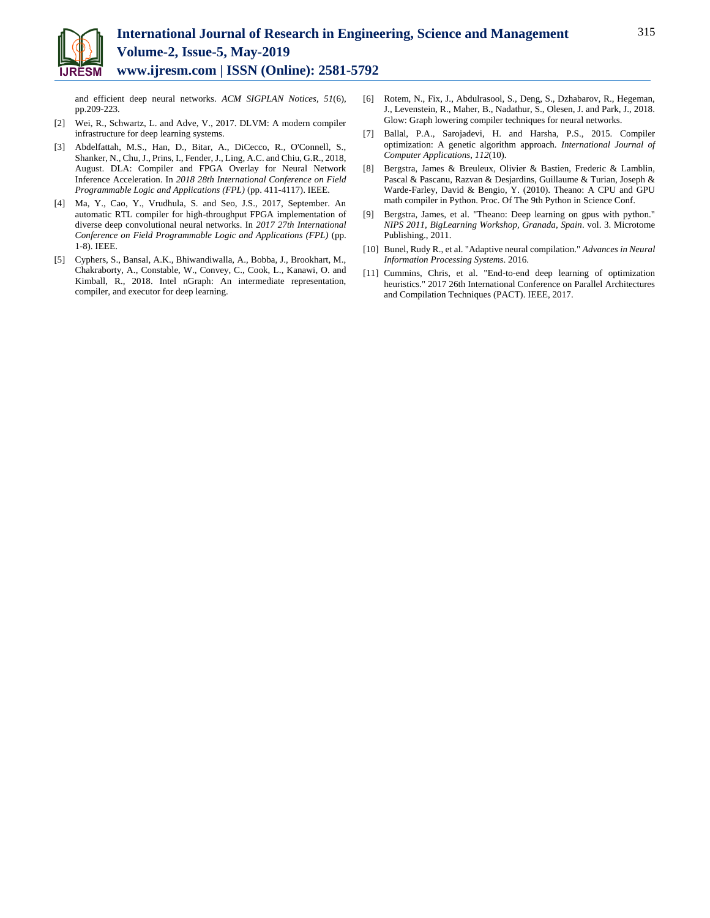and efficient deep neural networks. *ACM SIGPLAN Notices*, *51*(6), pp.209-223.

[2] Wei, R., Schwartz, L. and Adve, V., 2017. DLVM: A modern compiler infrastructure for deep learning systems.

[3] Abdelfattah, M.S., Han, D., Bitar, A., DiCecco, R., O'Connell, S., Shanker, N., Chu, J., Prins, I., Fender, J., Ling, A.C. and Chiu, G.R., 2018, August. DLA: Compiler and FPGA Overlay for Neural Network Inference Acceleration. In *2018 28th International Conference on Field Programmable Logic and Applications (FPL)* (pp. 411-4117). IEEE.

[4] Ma, Y., Cao, Y., Vrudhula, S. and Seo, J.S., 2017, September. An automatic RTL compiler for high-throughput FPGA implementation of diverse deep convolutional neural networks. In *2017 27th International Conference on Field Programmable Logic and Applications (FPL)* (pp. 1-8). IEEE.

[5] Cyphers, S., Bansal, A.K., Bhiwandiwalla, A., Bobba, J., Brookhart, M., Chakraborty, A., Constable, W., Convey, C., Cook, L., Kanawi, O. and Kimball, R., 2018. Intel nGraph: An intermediate representation, compiler, and executor for deep learning.

[6] Rotem, N., Fix, J., Abdulrasool, S., Deng, S., Dzhabarov, R., Hegeman, J., Levenstein, R., Maher, B., Nadathur, S., Olesen, J. and Park, J., 2018. Glow: Graph lowering compiler techniques for neural networks.

[7] Ballal, P.A., Sarojadevi, H. and Harsha, P.S., 2015. Compiler optimization: A genetic algorithm approach. *International Journal of Computer Applications*, *112*(10).

[8] Bergstra, James & Breuleux, Olivier & Bastien, Frederic & Lamblin, Pascal & Pascanu, Razvan & Desjardins, Guillaume & Turian, Joseph & Warde-Farley, David & Bengio, Y. (2010). Theano: A CPU and GPU math compiler in Python. Proc. Of The 9th Python in Science Conf.

[9] Bergstra, James, et al. "Theano: Deep learning on gpus with python." *NIPS 2011, BigLearning Workshop, Granada, Spain*. vol. 3. Microtome Publishing., 2011.

[10] Bunel, Rudy R., et al. "Adaptive neural compilation." *Advances in Neural Information Processing Systems*. 2016.

[11] Cummins, Chris, et al. "End-to-end deep learning of optimization heuristics." 2017 26th International Conference on Parallel Architectures and Compilation Techniques (PACT). IEEE, 2017.